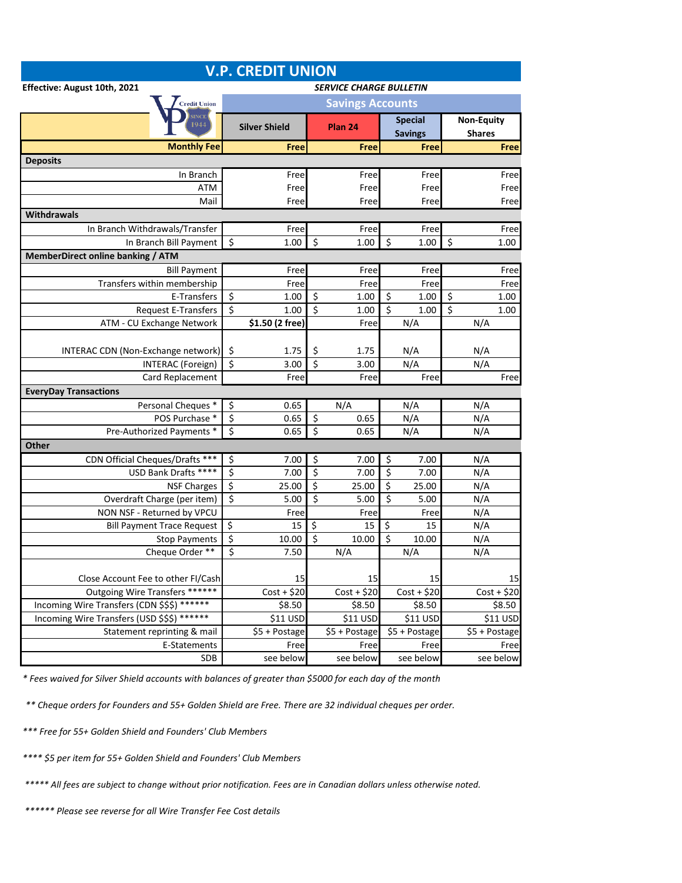# V.P. CREDIT UNION

**Effective: August 10th, 2021**

***SERVICE CHARGE BULLETIN***

| | **Savings Accounts** | | | |
|---|---|---|---|---|
| | **Silver Shield** | **Plan 24** | **Special Savings** | **Non-Equity Shares** |
| **Monthly Fee** | **Free** | **Free** | **Free** | **Free** |
| **Deposits** | | | | |
| In Branch | Free | Free | Free | Free |
| ATM | Free | Free | Free | Free |
| Mail | Free | Free | Free | Free |
| **Withdrawals** | | | | |
| In Branch Withdrawals/Transfer | Free | Free | Free | Free |
| In Branch Bill Payment | $ 1.00 | $ 1.00 | $ 1.00 | $ 1.00 |
| **MemberDirect online banking / ATM** | | | | |
| Bill Payment | Free | Free | Free | Free |
| Transfers within membership | Free | Free | Free | Free |
| E-Transfers | $ 1.00 | $ 1.00 | $ 1.00 | $ 1.00 |
| Request E-Transfers | $ 1.00 | $ 1.00 | $ 1.00 | $ 1.00 |
| ATM - CU Exchange Network | **$1.50 (2 free)** | Free | N/A | N/A |
| INTERAC CDN (Non-Exchange network) | $ 1.75 | $ 1.75 | N/A | N/A |
| INTERAC (Foreign) | $ 3.00 | $ 3.00 | N/A | N/A |
| Card Replacement | Free | Free | Free | Free |
| **EveryDay Transactions** | | | | |
| Personal Cheques * | $ 0.65 | N/A | N/A | N/A |
| POS Purchase * | $ 0.65 | $ 0.65 | N/A | N/A |
| Pre-Authorized Payments * | $ 0.65 | $ 0.65 | N/A | N/A |
| **Other** | | | | |
| CDN Official Cheques/Drafts *** | $ 7.00 | $ 7.00 | $ 7.00 | N/A |
| USD Bank Drafts **** | $ 7.00 | $ 7.00 | $ 7.00 | N/A |
| NSF Charges | $ 25.00 | $ 25.00 | $ 25.00 | N/A |
| Overdraft Charge (per item) | $ 5.00 | $ 5.00 | $ 5.00 | N/A |
| NON NSF - Returned by VPCU | Free | Free | Free | N/A |
| Bill Payment Trace Request | $ 15 | $ 15 | $ 15 | N/A |
| Stop Payments | $ 10.00 | $ 10.00 | $ 10.00 | N/A |
| Cheque Order ** | $ 7.50 | N/A | N/A | N/A |
| Close Account Fee to other FI/Cash | 15 | 15 | 15 | 15 |
| Outgoing Wire Transfers ****** | Cost + $20 | Cost + $20 | Cost + $20 | Cost + $20 |
| Incoming Wire Transfers (CDN $$$) ****** | $8.50 | $8.50 | $8.50 | $8.50 |
| Incoming Wire Transfers (USD $$$) ****** | $11 USD | $11 USD | $11 USD | $11 USD |
| Statement reprinting & mail | $5 + Postage | $5 + Postage | $5 + Postage | $5 + Postage |
| E-Statements | Free | Free | Free | Free |
| SDB | see below | see below | see below | see below |

*\* Fees waived for Silver Shield accounts with balances of greater than $5000 for each day of the month*

*\*\* Cheque orders for Founders and 55+ Golden Shield are Free. There are 32 individual cheques per order.*

*\*\*\* Free for 55+ Golden Shield and Founders' Club Members*

*\*\*\*\* $5 per item for 55+ Golden Shield and Founders' Club Members*

*\*\*\*\*\* All fees are subject to change without prior notification. Fees are in Canadian dollars unless otherwise noted.*

*\*\*\*\*\*\* Please see reverse for all Wire Transfer Fee Cost details*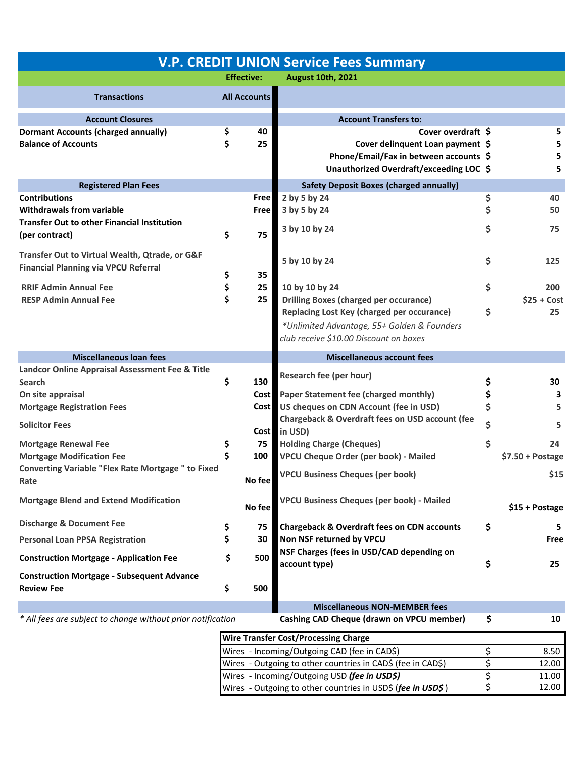# V.P. CREDIT UNION Service Fees Summary

**Effective: August 10th, 2021**

| Transactions | All Accounts |
|---|---|

### Account Closures

| | |
|---|---|
| **Dormant Accounts (charged annually)** | $ 40 |
| **Balance of Accounts** | $ 25 |

### Account Transfers to:

| | |
|---|---|
| Cover overdraft | $ 5 |
| Cover delinquent Loan payment | $ 5 |
| Phone/Email/Fax in between accounts | $ 5 |
| Unauthorized Overdraft/exceeding LOC | $ 5 |

### Registered Plan Fees

| | |
|---|---|
| Contributions | Free |
| Withdrawals from variable | Free |
| Transfer Out to other Financial Institution (per contract) | $ 75 |
| Transfer Out to Virtual Wealth, Qtrade, or G&F Financial Planning via VPCU Referral | $ 35 |
| RRIF Admin Annual Fee | $ 25 |
| RESP Admin Annual Fee | $ 25 |

### Safety Deposit Boxes (charged annually)

| | |
|---|---|
| 2 by 5 by 24 | $ 40 |
| 3 by 5 by 24 | $ 50 |
| 3 by 10 by 24 | $ 75 |
| 5 by 10 by 24 | $ 125 |
| 10 by 10 by 24 | $ 200 |
| Drilling Boxes (charged per occurance) | $25 + Cost |
| Replacing Lost Key (charged per occurance) | $ 25 |

*\*Unlimited Advantage, 55+ Golden & Founders club receive $10.00 Discount on boxes*

### Miscellaneous loan fees

| | |
|---|---|
| Landcor Online Appraisal Assessment Fee & Title Search | $ 130 |
| On site appraisal | Cost |
| Mortgage Registration Fees | Cost |
| Solicitor Fees | Cost |
| Mortgage Renewal Fee | $ 75 |
| Mortgage Modification Fee | $ 100 |
| Converting Variable "Flex Rate Mortgage " to Fixed Rate | No fee |
| Mortgage Blend and Extend Modification | No fee |
| Discharge & Document Fee | $ 75 |
| Personal Loan PPSA Registration | $ 30 |
| Construction Mortgage - Application Fee | $ 500 |
| Construction Mortgage - Subsequent Advance Review Fee | $ 500 |

### Miscellaneous account fees

| | |
|---|---|
| Research fee (per hour) | $ 30 |
| Paper Statement fee (charged monthly) | $ 3 |
| US cheques on CDN Account (fee in USD) | $ 5 |
| Chargeback & Overdraft fees on USD account (fee in USD) | $ 5 |
| Holding Charge (Cheques) | $ 24 |
| VPCU Cheque Order (per book) - Mailed | $7.50 + Postage |
| VPCU Business Cheques (per book) | $15 |
| VPCU Business Cheques (per book) - Mailed | $15 + Postage |
| Chargeback & Overdraft fees on CDN accounts | $ 5 |
| Non NSF returned by VPCU | Free |
| NSF Charges (fees in USD/CAD depending on account type) | $ 25 |

### Miscellaneous NON-MEMBER fees

| | |
|---|---|
| Cashing CAD Cheque (drawn on VPCU member) | $ 10 |

*\* All fees are subject to change without prior notification*

| Wire Transfer Cost/Processing Charge | |
|---|---|
| Wires - Incoming/Outgoing CAD (fee in CAD$) | $ 8.50 |
| Wires - Outgoing to other countries in CAD$ (fee in CAD$) | $ 12.00 |
| Wires - Incoming/Outgoing USD ***(fee in USD$)*** | $ 11.00 |
| Wires - Outgoing to other countries in USD$ (***fee in USD$*** ) | $ 12.00 |